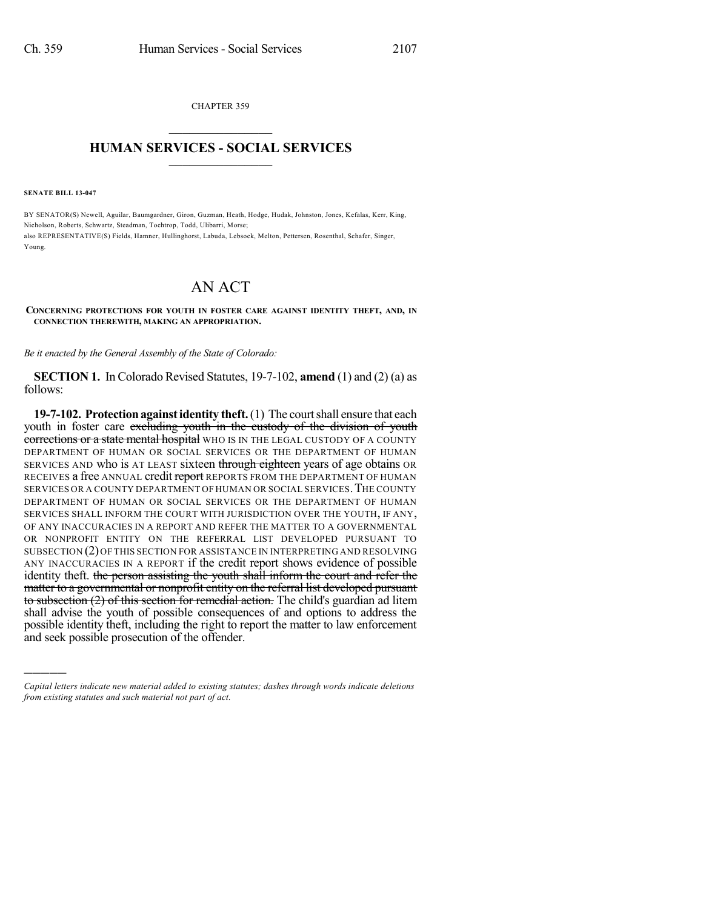CHAPTER 359

# HUMAN SERVICES - SOCIAL SERVICES

**SENATE BILL 13-047**

BY SENATOR(S) Newell, Aguilar, Baumgardner, Giron, Guzman, Heath, Hodge, Hudak, Johnston, Jones, Kefalas, Kerr, King, Nicholson, Roberts, Schwartz, Steadman, Tochtrop, Todd, Ulibarri, Morse;
also REPRESENTATIVE(S) Fields, Hamner, Hullinghorst, Labuda, Lebsock, Melton, Pettersen, Rosenthal, Schafer, Singer, Young.

# AN ACT

**CONCERNING PROTECTIONS FOR YOUTH IN FOSTER CARE AGAINST IDENTITY THEFT, AND, IN CONNECTION THEREWITH, MAKING AN APPROPRIATION.**

*Be it enacted by the General Assembly of the State of Colorado:*

**SECTION 1.** In Colorado Revised Statutes, 19-7-102, **amend** (1) and (2) (a) as follows:

**19-7-102. Protection against identity theft.** (1) The court shall ensure that each youth in foster care ~~excluding youth in the custody of the division of youth corrections or a state mental hospital~~ WHO IS IN THE LEGAL CUSTODY OF A COUNTY DEPARTMENT OF HUMAN OR SOCIAL SERVICES OR THE DEPARTMENT OF HUMAN SERVICES AND who is AT LEAST sixteen ~~through eighteen~~ years of age obtains OR RECEIVES ~~a~~ free ANNUAL credit ~~report~~ REPORTS FROM THE DEPARTMENT OF HUMAN SERVICES OR A COUNTY DEPARTMENT OF HUMAN OR SOCIAL SERVICES. THE COUNTY DEPARTMENT OF HUMAN OR SOCIAL SERVICES OR THE DEPARTMENT OF HUMAN SERVICES SHALL INFORM THE COURT WITH JURISDICTION OVER THE YOUTH, IF ANY, OF ANY INACCURACIES IN A REPORT AND REFER THE MATTER TO A GOVERNMENTAL OR NONPROFIT ENTITY ON THE REFERRAL LIST DEVELOPED PURSUANT TO SUBSECTION (2) OF THIS SECTION FOR ASSISTANCE IN INTERPRETING AND RESOLVING ANY INACCURACIES IN A REPORT if the credit report shows evidence of possible identity theft. ~~the person assisting the youth shall inform the court and refer the matter to a governmental or nonprofit entity on the referral list developed pursuant to subsection (2) of this section for remedial action.~~ The child's guardian ad litem shall advise the youth of possible consequences of and options to address the possible identity theft, including the right to report the matter to law enforcement and seek possible prosecution of the offender.

---

*Capital letters indicate new material added to existing statutes; dashes through words indicate deletions from existing statutes and such material not part of act.*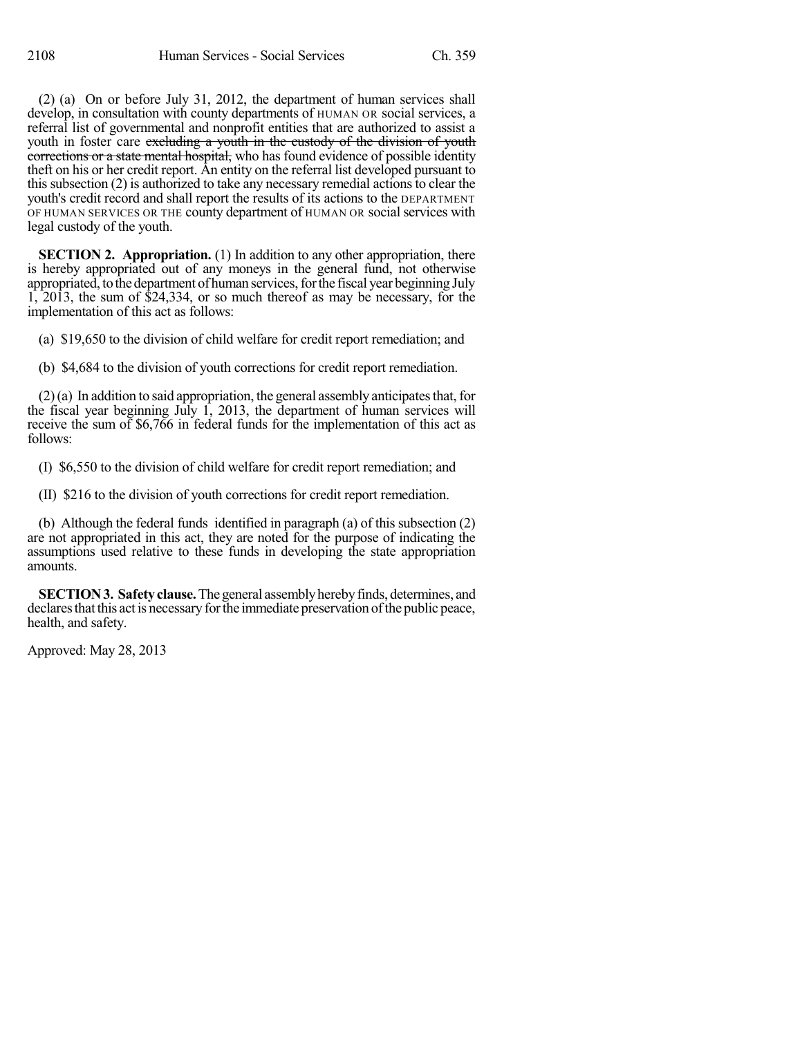(2) (a) On or before July 31, 2012, the department of human services shall develop, in consultation with county departments of HUMAN OR social services, a referral list of governmental and nonprofit entities that are authorized to assist a youth in foster care ~~excluding a youth in the custody of the division of youth corrections or a state mental hospital,~~ who has found evidence of possible identity theft on his or her credit report. An entity on the referral list developed pursuant to this subsection (2) is authorized to take any necessary remedial actions to clear the youth's credit record and shall report the results of its actions to the DEPARTMENT OF HUMAN SERVICES OR THE county department of HUMAN OR social services with legal custody of the youth.

**SECTION 2. Appropriation.** (1) In addition to any other appropriation, there is hereby appropriated out of any moneys in the general fund, not otherwise appropriated, to the department of human services, for the fiscal year beginning July 1, 2013, the sum of $24,334, or so much thereof as may be necessary, for the implementation of this act as follows:

(a) $19,650 to the division of child welfare for credit report remediation; and

(b) $4,684 to the division of youth corrections for credit report remediation.

(2) (a) In addition to said appropriation, the general assembly anticipates that, for the fiscal year beginning July 1, 2013, the department of human services will receive the sum of $6,766 in federal funds for the implementation of this act as follows:

(I) $6,550 to the division of child welfare for credit report remediation; and

(II) $216 to the division of youth corrections for credit report remediation.

(b) Although the federal funds identified in paragraph (a) of this subsection (2) are not appropriated in this act, they are noted for the purpose of indicating the assumptions used relative to these funds in developing the state appropriation amounts.

**SECTION 3. Safety clause.** The general assembly hereby finds, determines, and declares that this act is necessary for the immediate preservation of the public peace, health, and safety.

Approved: May 28, 2013